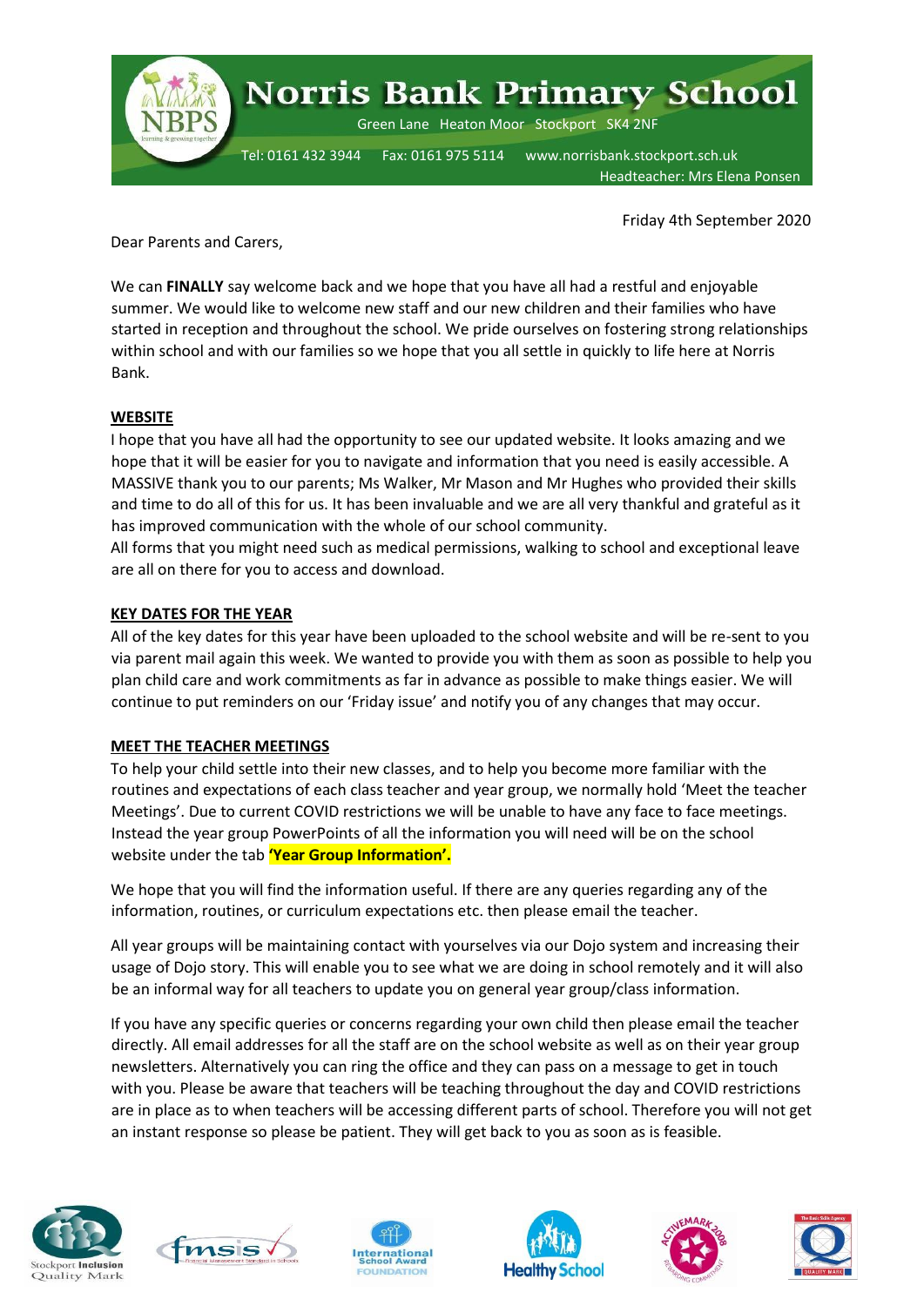# Norris Bank Primary School

Green Lane Heaton Moor Stockport SK4 2NF

Tel: 0161 432 3944 Fax: 0161 975 5114 www.norrisbank.stockport.sch.uk

Headteacher: Mrs Elena Ponsen

Friday 4th September 2020

Dear Parents and Carers,

We can **FINALLY** say welcome back and we hope that you have all had a restful and enjoyable summer. We would like to welcome new staff and our new children and their families who have started in reception and throughout the school. We pride ourselves on fostering strong relationships within school and with our families so we hope that you all settle in quickly to life here at Norris Bank.

## WEBSITE

I hope that you have all had the opportunity to see our updated website. It looks amazing and we hope that it will be easier for you to navigate and information that you need is easily accessible. A MASSIVE thank you to our parents; Ms Walker, Mr Mason and Mr Hughes who provided their skills and time to do all of this for us. It has been invaluable and we are all very thankful and grateful as it has improved communication with the whole of our school community.

All forms that you might need such as medical permissions, walking to school and exceptional leave are all on there for you to access and download.

## KEY DATES FOR THE YEAR

All of the key dates for this year have been uploaded to the school website and will be re-sent to you via parent mail again this week. We wanted to provide you with them as soon as possible to help you plan child care and work commitments as far in advance as possible to make things easier. We will continue to put reminders on our 'Friday issue' and notify you of any changes that may occur.

## MEET THE TEACHER MEETINGS

To help your child settle into their new classes, and to help you become more familiar with the routines and expectations of each class teacher and year group, we normally hold 'Meet the teacher Meetings'. Due to current COVID restrictions we will be unable to have any face to face meetings. Instead the year group PowerPoints of all the information you will need will be on the school website under the tab **'Year Group Information'.**

We hope that you will find the information useful. If there are any queries regarding any of the information, routines, or curriculum expectations etc. then please email the teacher.

All year groups will be maintaining contact with yourselves via our Dojo system and increasing their usage of Dojo story. This will enable you to see what we are doing in school remotely and it will also be an informal way for all teachers to update you on general year group/class information.

If you have any specific queries or concerns regarding your own child then please email the teacher directly. All email addresses for all the staff are on the school website as well as on their year group newsletters. Alternatively you can ring the office and they can pass on a message to get in touch with you. Please be aware that teachers will be teaching throughout the day and COVID restrictions are in place as to when teachers will be accessing different parts of school. Therefore you will not get an instant response so please be patient. They will get back to you as soon as is feasible.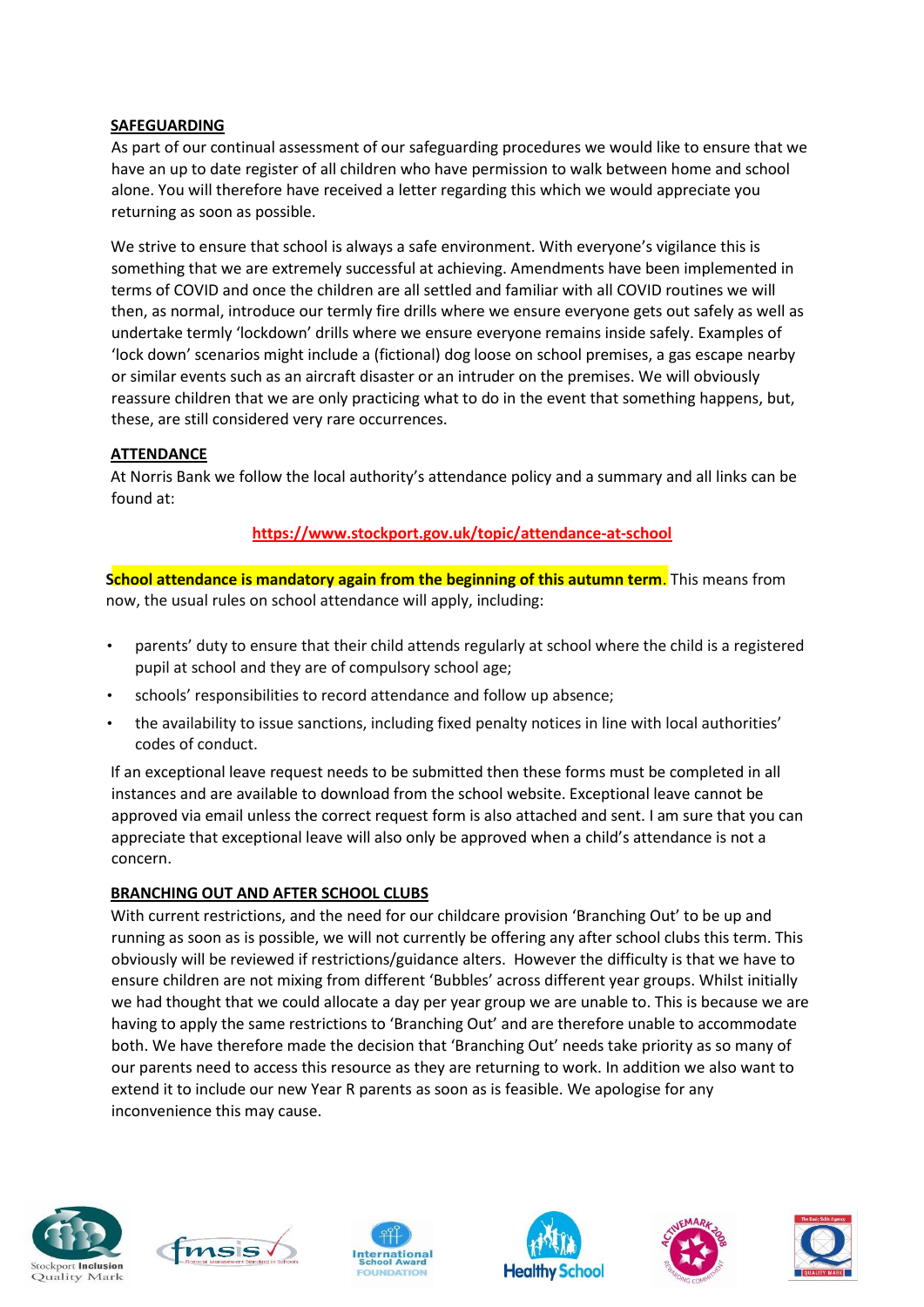**SAFEGUARDING**

As part of our continual assessment of our safeguarding procedures we would like to ensure that we have an up to date register of all children who have permission to walk between home and school alone. You will therefore have received a letter regarding this which we would appreciate you returning as soon as possible.

We strive to ensure that school is always a safe environment. With everyone's vigilance this is something that we are extremely successful at achieving. Amendments have been implemented in terms of COVID and once the children are all settled and familiar with all COVID routines we will then, as normal, introduce our termly fire drills where we ensure everyone gets out safely as well as undertake termly 'lockdown' drills where we ensure everyone remains inside safely. Examples of 'lock down' scenarios might include a (fictional) dog loose on school premises, a gas escape nearby or similar events such as an aircraft disaster or an intruder on the premises. We will obviously reassure children that we are only practicing what to do in the event that something happens, but, these, are still considered very rare occurrences.

**ATTENDANCE**

At Norris Bank we follow the local authority's attendance policy and a summary and all links can be found at:

**https://www.stockport.gov.uk/topic/attendance-at-school**

**School attendance is mandatory again from the beginning of this autumn term**. This means from now, the usual rules on school attendance will apply, including:

- parents' duty to ensure that their child attends regularly at school where the child is a registered pupil at school and they are of compulsory school age;
- schools' responsibilities to record attendance and follow up absence;
- the availability to issue sanctions, including fixed penalty notices in line with local authorities' codes of conduct.

If an exceptional leave request needs to be submitted then these forms must be completed in all instances and are available to download from the school website. Exceptional leave cannot be approved via email unless the correct request form is also attached and sent. I am sure that you can appreciate that exceptional leave will also only be approved when a child's attendance is not a concern.

**BRANCHING OUT AND AFTER SCHOOL CLUBS**

With current restrictions, and the need for our childcare provision 'Branching Out' to be up and running as soon as is possible, we will not currently be offering any after school clubs this term. This obviously will be reviewed if restrictions/guidance alters. However the difficulty is that we have to ensure children are not mixing from different 'Bubbles' across different year groups. Whilst initially we had thought that we could allocate a day per year group we are unable to. This is because we are having to apply the same restrictions to 'Branching Out' and are therefore unable to accommodate both. We have therefore made the decision that 'Branching Out' needs take priority as so many of our parents need to access this resource as they are returning to work. In addition we also want to extend it to include our new Year R parents as soon as is feasible. We apologise for any inconvenience this may cause.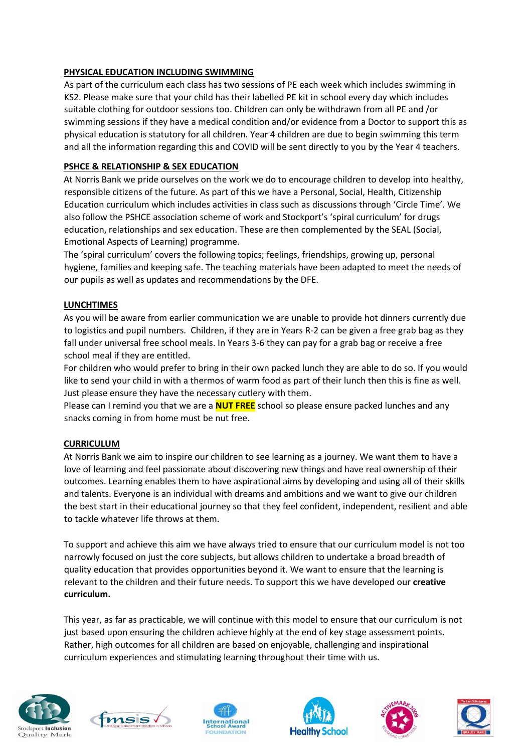## PHYSICAL EDUCATION INCLUDING SWIMMING

As part of the curriculum each class has two sessions of PE each week which includes swimming in KS2. Please make sure that your child has their labelled PE kit in school every day which includes suitable clothing for outdoor sessions too. Children can only be withdrawn from all PE and /or swimming sessions if they have a medical condition and/or evidence from a Doctor to support this as physical education is statutory for all children. Year 4 children are due to begin swimming this term and all the information regarding this and COVID will be sent directly to you by the Year 4 teachers.

## PSHCE & RELATIONSHIP & SEX EDUCATION

At Norris Bank we pride ourselves on the work we do to encourage children to develop into healthy, responsible citizens of the future. As part of this we have a Personal, Social, Health, Citizenship Education curriculum which includes activities in class such as discussions through 'Circle Time'. We also follow the PSHCE association scheme of work and Stockport's 'spiral curriculum' for drugs education, relationships and sex education. These are then complemented by the SEAL (Social, Emotional Aspects of Learning) programme.

The 'spiral curriculum' covers the following topics; feelings, friendships, growing up, personal hygiene, families and keeping safe. The teaching materials have been adapted to meet the needs of our pupils as well as updates and recommendations by the DFE.

## LUNCHTIMES

As you will be aware from earlier communication we are unable to provide hot dinners currently due to logistics and pupil numbers. Children, if they are in Years R-2 can be given a free grab bag as they fall under universal free school meals. In Years 3-6 they can pay for a grab bag or receive a free school meal if they are entitled.

For children who would prefer to bring in their own packed lunch they are able to do so. If you would like to send your child in with a thermos of warm food as part of their lunch then this is fine as well. Just please ensure they have the necessary cutlery with them.

Please can I remind you that we are a **NUT FREE** school so please ensure packed lunches and any snacks coming in from home must be nut free.

## CURRICULUM

At Norris Bank we aim to inspire our children to see learning as a journey. We want them to have a love of learning and feel passionate about discovering new things and have real ownership of their outcomes. Learning enables them to have aspirational aims by developing and using all of their skills and talents. Everyone is an individual with dreams and ambitions and we want to give our children the best start in their educational journey so that they feel confident, independent, resilient and able to tackle whatever life throws at them.

To support and achieve this aim we have always tried to ensure that our curriculum model is not too narrowly focused on just the core subjects, but allows children to undertake a broad breadth of quality education that provides opportunities beyond it. We want to ensure that the learning is relevant to the children and their future needs. To support this we have developed our **creative curriculum.**

This year, as far as practicable, we will continue with this model to ensure that our curriculum is not just based upon ensuring the children achieve highly at the end of key stage assessment points. Rather, high outcomes for all children are based on enjoyable, challenging and inspirational curriculum experiences and stimulating learning throughout their time with us.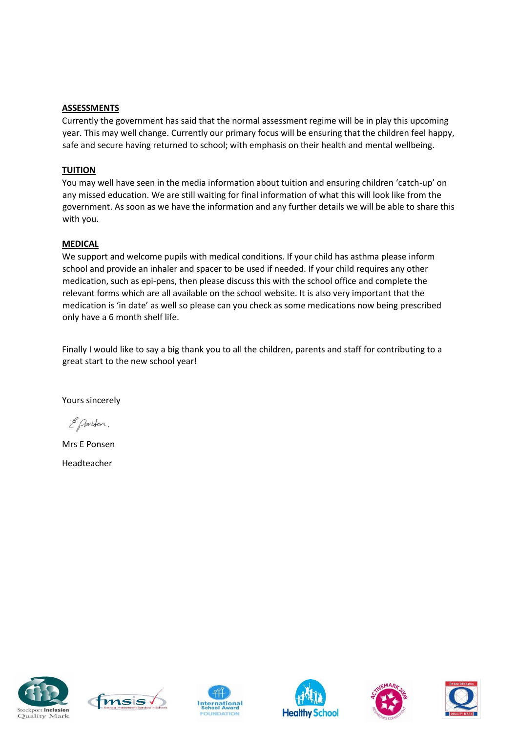**ASSESSMENTS**

Currently the government has said that the normal assessment regime will be in play this upcoming year. This may well change. Currently our primary focus will be ensuring that the children feel happy, safe and secure having returned to school; with emphasis on their health and mental wellbeing.

**TUITION**

You may well have seen in the media information about tuition and ensuring children 'catch-up' on any missed education. We are still waiting for final information of what this will look like from the government. As soon as we have the information and any further details we will be able to share this with you.

**MEDICAL**

We support and welcome pupils with medical conditions. If your child has asthma please inform school and provide an inhaler and spacer to be used if needed. If your child requires any other medication, such as epi-pens, then please discuss this with the school office and complete the relevant forms which are all available on the school website. It is also very important that the medication is 'in date' as well so please can you check as some medications now being prescribed only have a 6 month shelf life.

Finally I would like to say a big thank you to all the children, parents and staff for contributing to a great start to the new school year!

Yours sincerely

Mrs E Ponsen

Headteacher